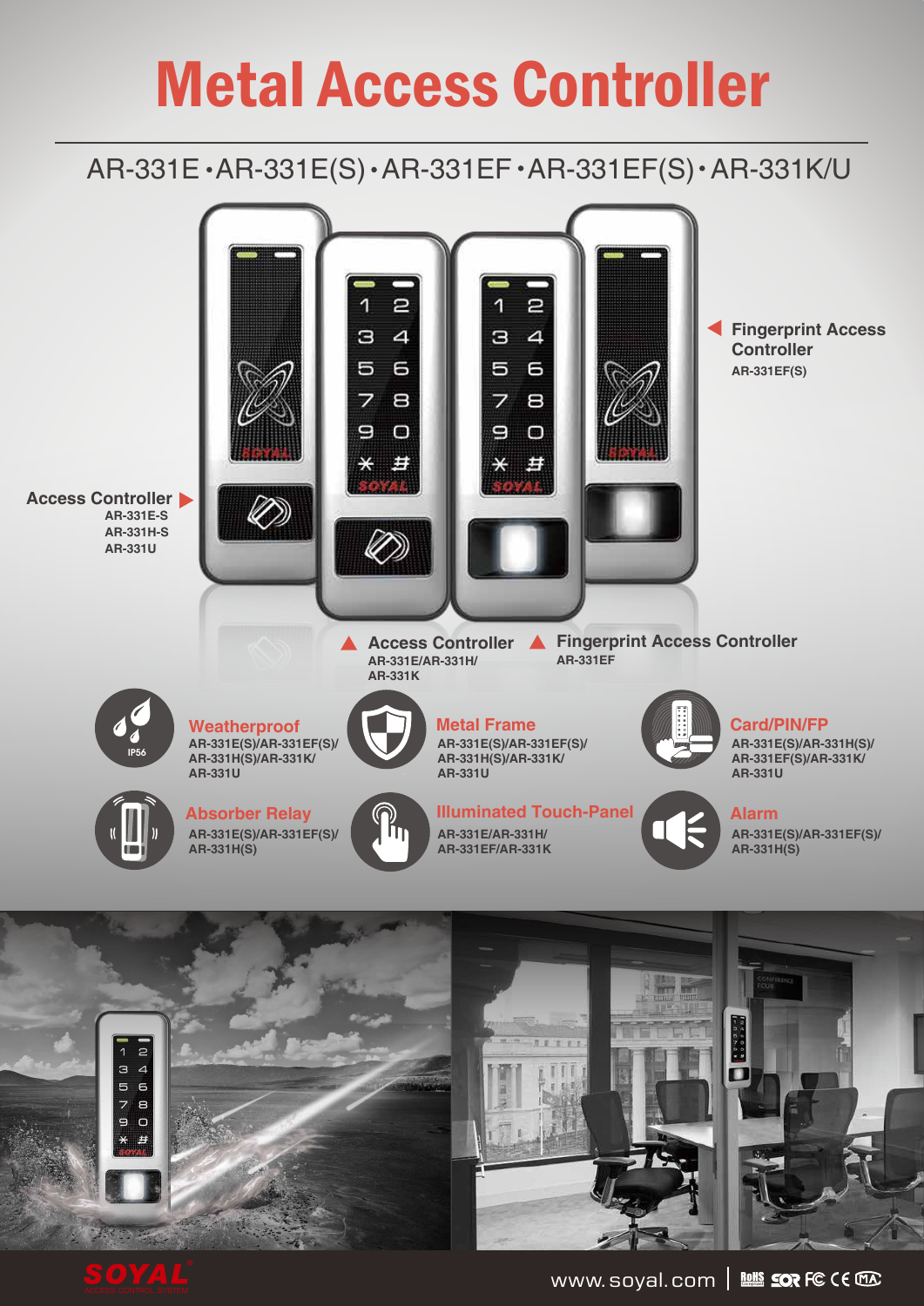# Metal Access Controller

## AR-331E • AR-331E(S) • AR-331EF • AR-331EF(S) • AR-331K/U

**Fingerprint Access Controller**
AR-331EF(S)

**Access Controller**
AR-331E-S
AR-331H-S
AR-331U

**Access Controller**
AR-331E/AR-331H/
AR-331K

**Fingerprint Access Controller**
AR-331EF

### Weatherproof
AR-331E(S)/AR-331EF(S)/
AR-331H(S)/AR-331K/
AR-331U

### Metal Frame
AR-331E(S)/AR-331EF(S)/
AR-331H(S)/AR-331K/
AR-331U

### Card/PIN/FP
AR-331E(S)/AR-331H(S)/
AR-331EF(S)/AR-331K/
AR-331U

### Absorber Relay
AR-331E(S)/AR-331EF(S)/
AR-331H(S)

### Illuminated Touch-Panel
AR-331E/AR-331H/
AR-331EF/AR-331K

### Alarm
AR-331E(S)/AR-331EF(S)/
AR-331H(S)

SOYAL
ACCESS CONTROL SYSTEM

www.soyal.com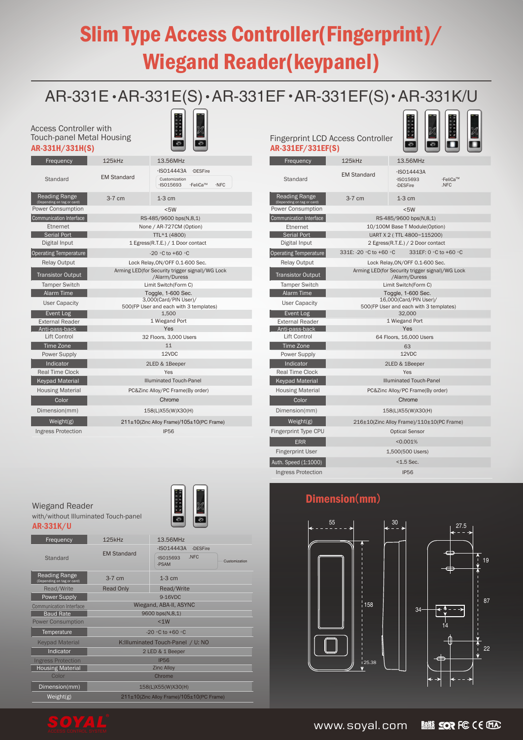# Slim Type Access Controller(Fingerprint)/ Wiegand Reader(keypanel)

## AR-331E・AR-331E(S)・AR-331EF・AR-331EF(S)・AR-331K/U

### Access Controller with Touch-panel Metal Housing

**AR-331H/331H(S)**

| | | |
|---|---|---|
| Frequency | 125kHz | 13.56MHz |
| Standard | EM Standard | ·ISO14443A ·DESFire<br>Customization ·ISO15693 ·FeliCa™ ·NFC |
| Reading Range (Depending on tag or card) | 3-7 cm | 1-3 cm |
| Power Consumption | <5W | |
| Communication Interface | RS-485/9600 bps(N,8,1) | |
| Etnernet | None / AR-727CM (Option) | |
| Serial Port | TTL*1 (4800) | |
| Digital Input | 1 Egress(R.T.E.) / 1 Door contact | |
| Operating Temperature | -20 °C to +60 °C | |
| Relay Output | Lock Relay,ON/OFF 0.1-600 Sec. | |
| Transistor Output | Arming LED(for Security trigger signal)/WG Lock /Alarm/Duress | |
| Tamper Switch | Limit Switch(Form C) | |
| Alarm Time | Toggle, 1-600 Sec. | |
| User Capacity | 3,000(Card/PIN User)/ 500(FP User and each with 3 templates) | |
| Event Log | 1,500 | |
| External Reader | 1 Wiegand Port | |
| Anti-pass-back | Yes | |
| Lift Control | 32 Floors, 3,000 Users | |
| Time Zone | 11 | |
| Power Supply | 12VDC | |
| Indicator | 2LED & 1Beeper | |
| Real Time Clock | Yes | |
| Keypad Material | Illuminated Touch-Panel | |
| Housing Material | PC&Zinc Alloy/PC Frame(By order) | |
| Color | Chrome | |
| Dimension(mm) | 158(L)X55(W)X30(H) | |
| Weight(g) | 211±10(Zinc Alloy Frame)/105±10(PC Frame) | |
| Ingress Protection | IP56 | |

### Fingerprint LCD Access Controller

**AR-331EF/331EF(S)**

| | | |
|---|---|---|
| Frequency | 125kHz | 13.56MHz |
| Standard | EM Standard | ·ISO14443A<br>·ISO15693 ·FeliCa™<br>·DESFire .NFC |
| Reading Range (Depending on tag or card) | 3-7 cm | 1-3 cm |
| Power Consumption | <5W | |
| Communication Interface | RS-485/9600 bps(N,8,1) | |
| Etnernet | 10/100M Base T Module(Option) | |
| Serial Port | UART X 2 ( TTL 4800~115200) | |
| Digital Input | 2 Egress(R.T.E.) / 2 Door contact | |
| Operating Temperature | 331E: -20 °C to +60 °C | 331EF: 0 °C to +60 °C |
| Relay Output | Lock Relay,ON/OFF 0.1-600 Sec. | |
| Transistor Output | Arming LED(for Security trigger signal)/WG Lock /Alarm/Duress | |
| Tamper Switch | Limit Switch(Form C) | |
| Alarm Time | Toggle, 1-600 Sec. | |
| User Capacity | 16,000(Card/PIN User)/ 500(FP User and each with 3 templates) | |
| Event Log | 32,000 | |
| External Reader | 1 Wiegand Port | |
| Anti-pass-back | Yes | |
| Lift Control | 64 Floors, 16,000 Users | |
| Time Zone | 63 | |
| Power Supply | 12VDC | |
| Indicator | 2LED & 1Beeper | |
| Real Time Clock | Yes | |
| Keypad Material | Illuminated Touch-Panel | |
| Housing Material | PC&Zinc Alloy/PC Frame(By order) | |
| Color | Chrome | |
| Dimension(mm) | 158(L)X55(W)X30(H) | |
| Weight(g) | 216±10(Zinc Alloy Frame)/110±10(PC Frame) | |
| Fingerprint Type CPU | Optical Sensor | |
| ERR | <0.001% | |
| Fingerprint User | 1,500(500 Users) | |
| Auth. Speed (1:1000) | <1.5 Sec. | |
| Ingress Protection | IP56 | |

### Wiegand Reader with/without Illuminated Touch-panel

**AR-331K/U**

| | | |
|---|---|---|
| Frequency | 125kHz | 13.56MHz |
| Standard | EM Standard | ·ISO14443A ·DESFire<br>·ISO15693 .NFC ·PSAM Customization |
| Reading Range (Depending on tag or card) | 3-7 cm | 1-3 cm |
| Read/Write | Read Only | Read/Write |
| Power Supply | 9-16VDC | |
| Communication Interface | Wiegand, ABA-II, ASYNC | |
| Baud Rate | 9600 bps(N,8,1) | |
| Power Consumption | <1W | |
| Temperature | -20 °C to +60 °C | |
| Keypad Material | K:Illuminated Touch-Panel / U: NO | |
| Indicator | 2 LED & 1 Beeper | |
| Ingress Protection | IP56 | |
| Housing Material | Zinc Alloy | |
| Color | Chrome | |
| Dimension(mm) | 158(L)X55(W)X30(H) | |
| Weight(g) | 211±10(Zinc Alloy Frame)/105±10(PC Frame) | |

### Dimension(mm)

55
30
27.5
158
25.38
19
87
34
14
22

SOYAL ACCESS CONTROL SYSTEM

www.soyal.com